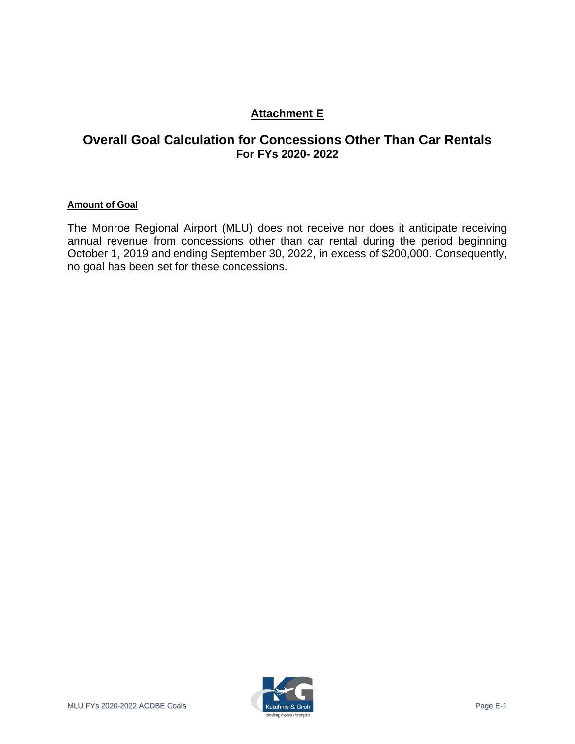# Attachment E

## Overall Goal Calculation for Concessions Other Than Car Rentals

### For FYs 2020- 2022

**Amount of Goal**

The Monroe Regional Airport (MLU) does not receive nor does it anticipate receiving annual revenue from concessions other than car rental during the period beginning October 1, 2019 and ending September 30, 2022, in excess of $200,000. Consequently, no goal has been set for these concessions.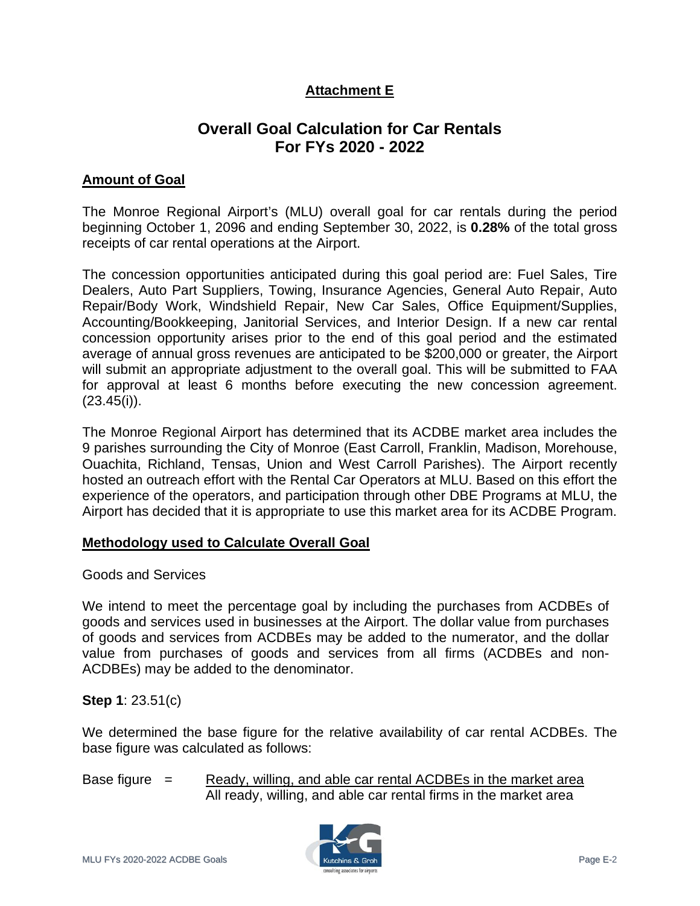**Attachment E**

# Overall Goal Calculation for Car Rentals For FYs 2020 - 2022

**Amount of Goal**

The Monroe Regional Airport's (MLU) overall goal for car rentals during the period beginning October 1, 2096 and ending September 30, 2022, is **0.28%** of the total gross receipts of car rental operations at the Airport.

The concession opportunities anticipated during this goal period are: Fuel Sales, Tire Dealers, Auto Part Suppliers, Towing, Insurance Agencies, General Auto Repair, Auto Repair/Body Work, Windshield Repair, New Car Sales, Office Equipment/Supplies, Accounting/Bookkeeping, Janitorial Services, and Interior Design. If a new car rental concession opportunity arises prior to the end of this goal period and the estimated average of annual gross revenues are anticipated to be $200,000 or greater, the Airport will submit an appropriate adjustment to the overall goal. This will be submitted to FAA for approval at least 6 months before executing the new concession agreement. (23.45(i)).

The Monroe Regional Airport has determined that its ACDBE market area includes the 9 parishes surrounding the City of Monroe (East Carroll, Franklin, Madison, Morehouse, Ouachita, Richland, Tensas, Union and West Carroll Parishes). The Airport recently hosted an outreach effort with the Rental Car Operators at MLU. Based on this effort the experience of the operators, and participation through other DBE Programs at MLU, the Airport has decided that it is appropriate to use this market area for its ACDBE Program.

**Methodology used to Calculate Overall Goal**

Goods and Services

We intend to meet the percentage goal by including the purchases from ACDBEs of goods and services used in businesses at the Airport. The dollar value from purchases of goods and services from ACDBEs may be added to the numerator, and the dollar value from purchases of goods and services from all firms (ACDBEs and non-ACDBEs) may be added to the denominator.

**Step 1**: 23.51(c)

We determined the base figure for the relative availability of car rental ACDBEs. The base figure was calculated as follows:

$$\text{Base figure} = \frac{\text{Ready, willing, and able car rental ACDBEs in the market area}}{\text{All ready, willing, and able car rental firms in the market area}}$$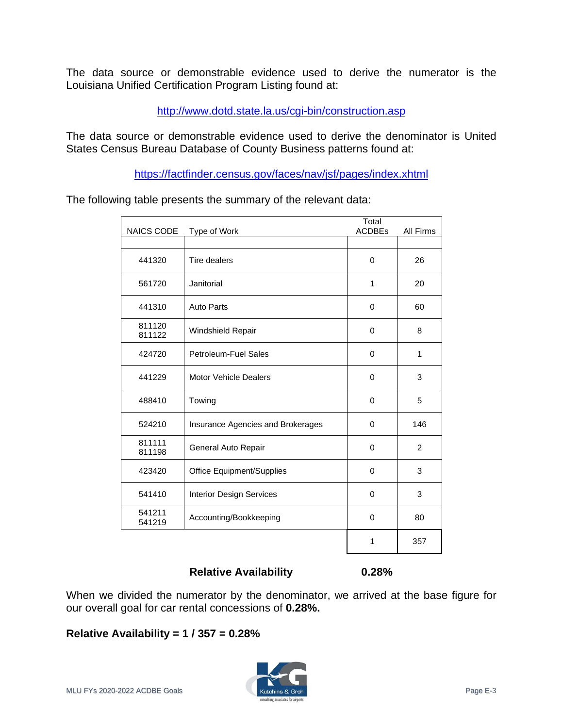The data source or demonstrable evidence used to derive the numerator is the Louisiana Unified Certification Program Listing found at:

http://www.dotd.state.la.us/cgi-bin/construction.asp

The data source or demonstrable evidence used to derive the denominator is United States Census Bureau Database of County Business patterns found at:

https://factfinder.census.gov/faces/nav/jsf/pages/index.xhtml

The following table presents the summary of the relevant data:

| NAICS CODE | Type of Work | Total ACDBEs | All Firms |
|---|---|---|---|
| 441320 | Tire dealers | 0 | 26 |
| 561720 | Janitorial | 1 | 20 |
| 441310 | Auto Parts | 0 | 60 |
| 811120 811122 | Windshield Repair | 0 | 8 |
| 424720 | Petroleum-Fuel Sales | 0 | 1 |
| 441229 | Motor Vehicle Dealers | 0 | 3 |
| 488410 | Towing | 0 | 5 |
| 524210 | Insurance Agencies and Brokerages | 0 | 146 |
| 811111 811198 | General Auto Repair | 0 | 2 |
| 423420 | Office Equipment/Supplies | 0 | 3 |
| 541410 | Interior Design Services | 0 | 3 |
| 541211 541219 | Accounting/Bookkeeping | 0 | 80 |
| | | 1 | 357 |

**Relative Availability** **0.28%**

When we divided the numerator by the denominator, we arrived at the base figure for our overall goal for car rental concessions of **0.28%.**

**Relative Availability = 1 / 357 = 0.28%**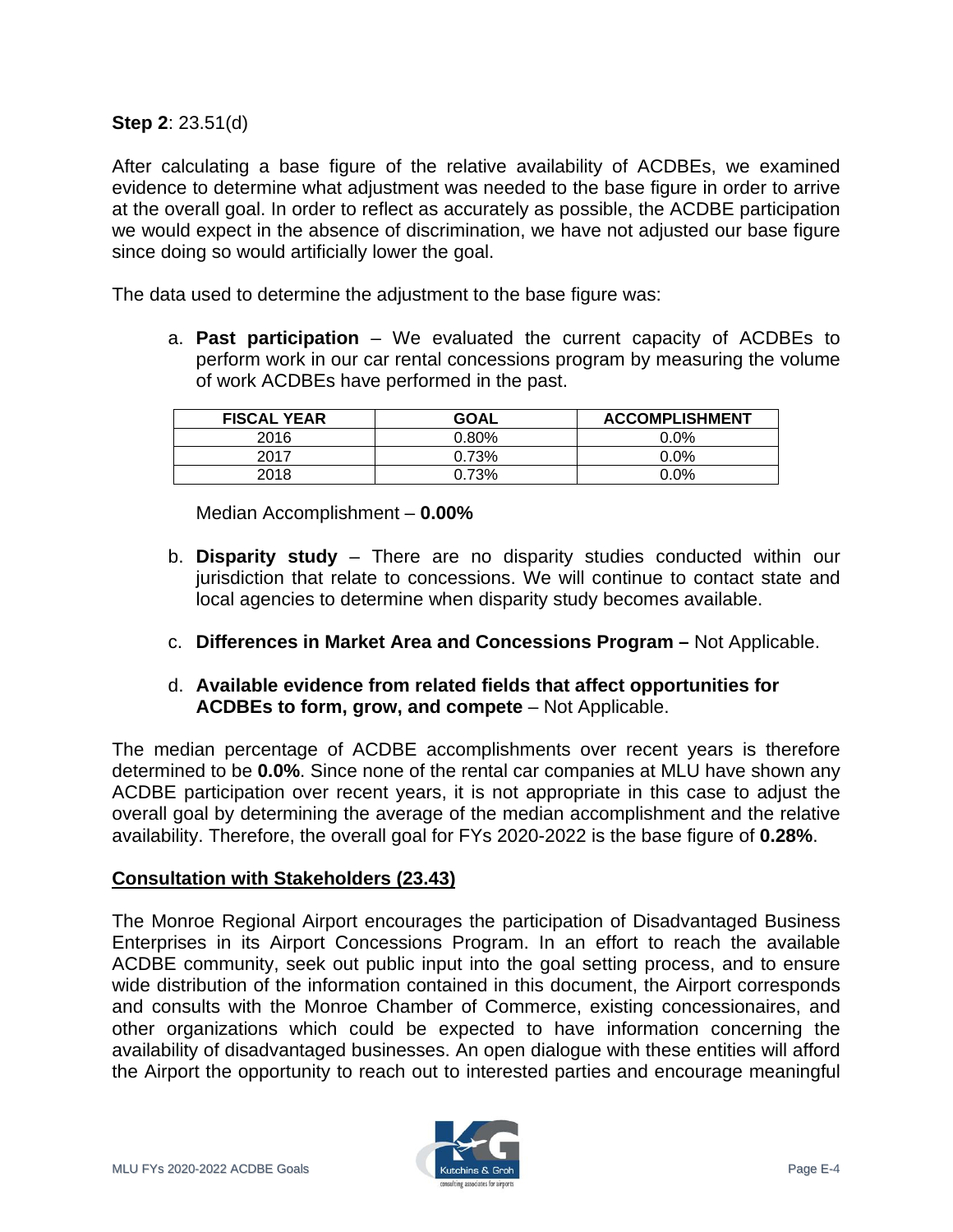**Step 2**: 23.51(d)

After calculating a base figure of the relative availability of ACDBEs, we examined evidence to determine what adjustment was needed to the base figure in order to arrive at the overall goal. In order to reflect as accurately as possible, the ACDBE participation we would expect in the absence of discrimination, we have not adjusted our base figure since doing so would artificially lower the goal.

The data used to determine the adjustment to the base figure was:

a. **Past participation** – We evaluated the current capacity of ACDBEs to perform work in our car rental concessions program by measuring the volume of work ACDBEs have performed in the past.

| FISCAL YEAR | GOAL | ACCOMPLISHMENT |
|---|---|---|
| 2016 | 0.80% | 0.0% |
| 2017 | 0.73% | 0.0% |
| 2018 | 0.73% | 0.0% |

Median Accomplishment – **0.00%**

b. **Disparity study** – There are no disparity studies conducted within our jurisdiction that relate to concessions. We will continue to contact state and local agencies to determine when disparity study becomes available.

c. **Differences in Market Area and Concessions Program –** Not Applicable.

d. **Available evidence from related fields that affect opportunities for ACDBEs to form, grow, and compete** – Not Applicable.

The median percentage of ACDBE accomplishments over recent years is therefore determined to be **0.0%**. Since none of the rental car companies at MLU have shown any ACDBE participation over recent years, it is not appropriate in this case to adjust the overall goal by determining the average of the median accomplishment and the relative availability. Therefore, the overall goal for FYs 2020-2022 is the base figure of **0.28%**.

## Consultation with Stakeholders (23.43)

The Monroe Regional Airport encourages the participation of Disadvantaged Business Enterprises in its Airport Concessions Program. In an effort to reach the available ACDBE community, seek out public input into the goal setting process, and to ensure wide distribution of the information contained in this document, the Airport corresponds and consults with the Monroe Chamber of Commerce, existing concessionaires, and other organizations which could be expected to have information concerning the availability of disadvantaged businesses. An open dialogue with these entities will afford the Airport the opportunity to reach out to interested parties and encourage meaningful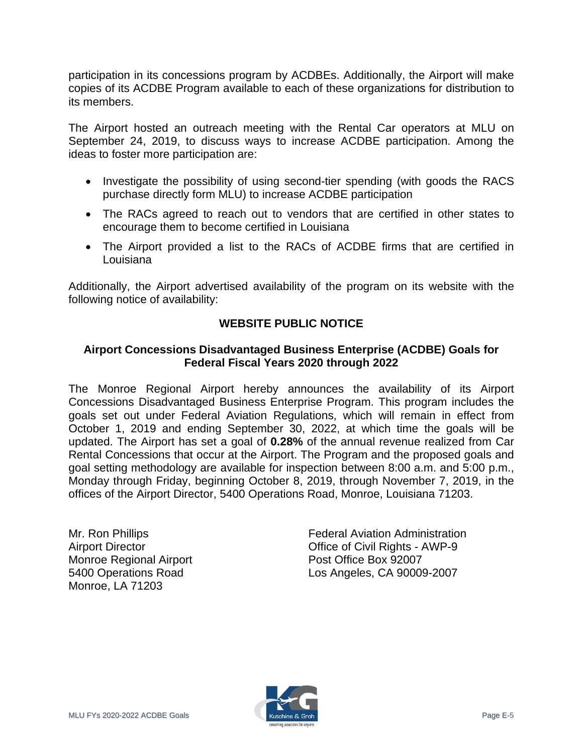participation in its concessions program by ACDBEs. Additionally, the Airport will make copies of its ACDBE Program available to each of these organizations for distribution to its members.

The Airport hosted an outreach meeting with the Rental Car operators at MLU on September 24, 2019, to discuss ways to increase ACDBE participation. Among the ideas to foster more participation are:

- Investigate the possibility of using second-tier spending (with goods the RACS purchase directly form MLU) to increase ACDBE participation
- The RACs agreed to reach out to vendors that are certified in other states to encourage them to become certified in Louisiana
- The Airport provided a list to the RACs of ACDBE firms that are certified in Louisiana

Additionally, the Airport advertised availability of the program on its website with the following notice of availability:

## WEBSITE PUBLIC NOTICE

### Airport Concessions Disadvantaged Business Enterprise (ACDBE) Goals for Federal Fiscal Years 2020 through 2022

The Monroe Regional Airport hereby announces the availability of its Airport Concessions Disadvantaged Business Enterprise Program. This program includes the goals set out under Federal Aviation Regulations, which will remain in effect from October 1, 2019 and ending September 30, 2022, at which time the goals will be updated. The Airport has set a goal of **0.28%** of the annual revenue realized from Car Rental Concessions that occur at the Airport. The Program and the proposed goals and goal setting methodology are available for inspection between 8:00 a.m. and 5:00 p.m., Monday through Friday, beginning October 8, 2019, through November 7, 2019, in the offices of the Airport Director, 5400 Operations Road, Monroe, Louisiana 71203.

Mr. Ron Phillips
Airport Director
Monroe Regional Airport
5400 Operations Road
Monroe, LA 71203

Federal Aviation Administration
Office of Civil Rights - AWP-9
Post Office Box 92007
Los Angeles, CA 90009-2007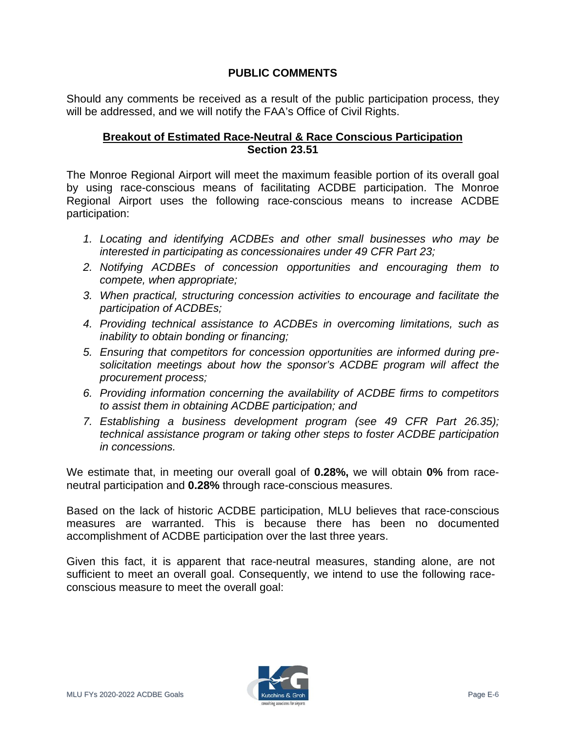## PUBLIC COMMENTS

Should any comments be received as a result of the public participation process, they will be addressed, and we will notify the FAA's Office of Civil Rights.

### Breakout of Estimated Race-Neutral & Race Conscious Participation
### Section 23.51

The Monroe Regional Airport will meet the maximum feasible portion of its overall goal by using race-conscious means of facilitating ACDBE participation. The Monroe Regional Airport uses the following race-conscious means to increase ACDBE participation:

1. *Locating and identifying ACDBEs and other small businesses who may be interested in participating as concessionaires under 49 CFR Part 23;*
2. *Notifying ACDBEs of concession opportunities and encouraging them to compete, when appropriate;*
3. *When practical, structuring concession activities to encourage and facilitate the participation of ACDBEs;*
4. *Providing technical assistance to ACDBEs in overcoming limitations, such as inability to obtain bonding or financing;*
5. *Ensuring that competitors for concession opportunities are informed during pre-solicitation meetings about how the sponsor's ACDBE program will affect the procurement process;*
6. *Providing information concerning the availability of ACDBE firms to competitors to assist them in obtaining ACDBE participation; and*
7. *Establishing a business development program (see 49 CFR Part 26.35); technical assistance program or taking other steps to foster ACDBE participation in concessions.*

We estimate that, in meeting our overall goal of **0.28%,** we will obtain **0%** from race-neutral participation and **0.28%** through race-conscious measures.

Based on the lack of historic ACDBE participation, MLU believes that race-conscious measures are warranted. This is because there has been no documented accomplishment of ACDBE participation over the last three years.

Given this fact, it is apparent that race-neutral measures, standing alone, are not sufficient to meet an overall goal. Consequently, we intend to use the following race-conscious measure to meet the overall goal: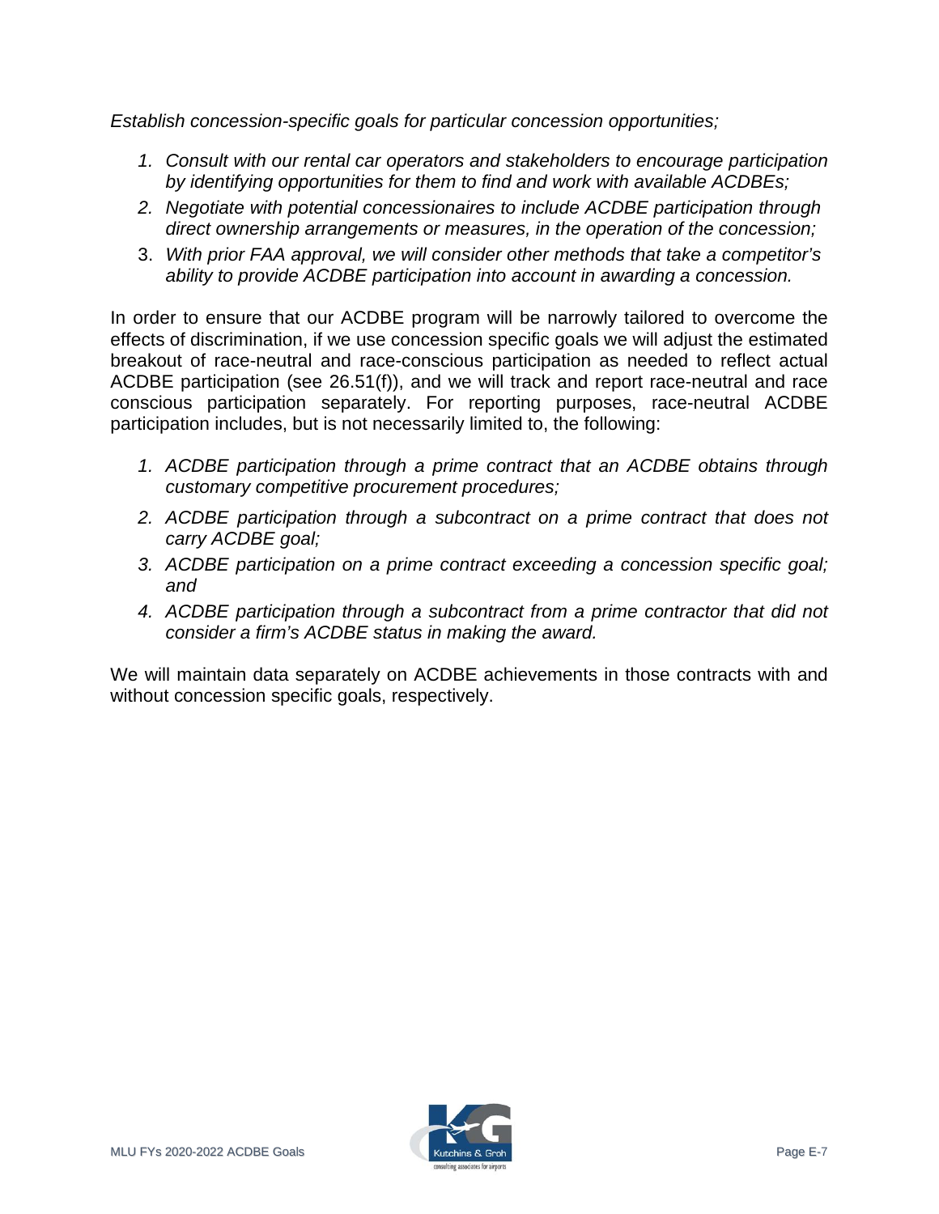*Establish concession-specific goals for particular concession opportunities;*

1. *Consult with our rental car operators and stakeholders to encourage participation by identifying opportunities for them to find and work with available ACDBEs;*
2. *Negotiate with potential concessionaires to include ACDBE participation through direct ownership arrangements or measures, in the operation of the concession;*
3. *With prior FAA approval, we will consider other methods that take a competitor's ability to provide ACDBE participation into account in awarding a concession.*

In order to ensure that our ACDBE program will be narrowly tailored to overcome the effects of discrimination, if we use concession specific goals we will adjust the estimated breakout of race-neutral and race-conscious participation as needed to reflect actual ACDBE participation (see 26.51(f)), and we will track and report race-neutral and race conscious participation separately. For reporting purposes, race-neutral ACDBE participation includes, but is not necessarily limited to, the following:

1. *ACDBE participation through a prime contract that an ACDBE obtains through customary competitive procurement procedures;*
2. *ACDBE participation through a subcontract on a prime contract that does not carry ACDBE goal;*
3. *ACDBE participation on a prime contract exceeding a concession specific goal; and*
4. *ACDBE participation through a subcontract from a prime contractor that did not consider a firm's ACDBE status in making the award.*

We will maintain data separately on ACDBE achievements in those contracts with and without concession specific goals, respectively.